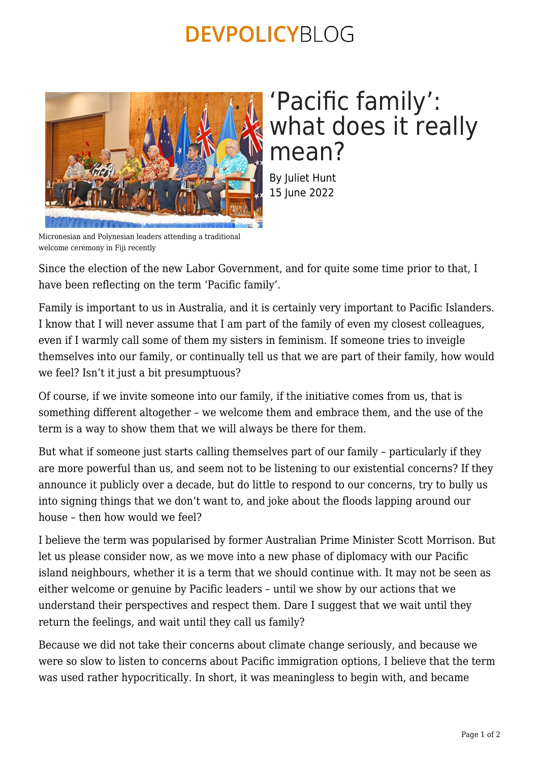# 'Pacific family': what does it really mean?

By Juliet Hunt
15 June 2022

Micronesian and Polynesian leaders attending a traditional welcome ceremony in Fiji recently

Since the election of the new Labor Government, and for quite some time prior to that, I have been reflecting on the term 'Pacific family'.

Family is important to us in Australia, and it is certainly very important to Pacific Islanders. I know that I will never assume that I am part of the family of even my closest colleagues, even if I warmly call some of them my sisters in feminism. If someone tries to inveigle themselves into our family, or continually tell us that we are part of their family, how would we feel? Isn't it just a bit presumptuous?

Of course, if we invite someone into our family, if the initiative comes from us, that is something different altogether – we welcome them and embrace them, and the use of the term is a way to show them that we will always be there for them.

But what if someone just starts calling themselves part of our family – particularly if they are more powerful than us, and seem not to be listening to our existential concerns? If they announce it publicly over a decade, but do little to respond to our concerns, try to bully us into signing things that we don't want to, and joke about the floods lapping around our house – then how would we feel?

I believe the term was popularised by former Australian Prime Minister Scott Morrison. But let us please consider now, as we move into a new phase of diplomacy with our Pacific island neighbours, whether it is a term that we should continue with. It may not be seen as either welcome or genuine by Pacific leaders – until we show by our actions that we understand their perspectives and respect them. Dare I suggest that we wait until they return the feelings, and wait until they call us family?

Because we did not take their concerns about climate change seriously, and because we were so slow to listen to concerns about Pacific immigration options, I believe that the term was used rather hypocritically. In short, it was meaningless to begin with, and became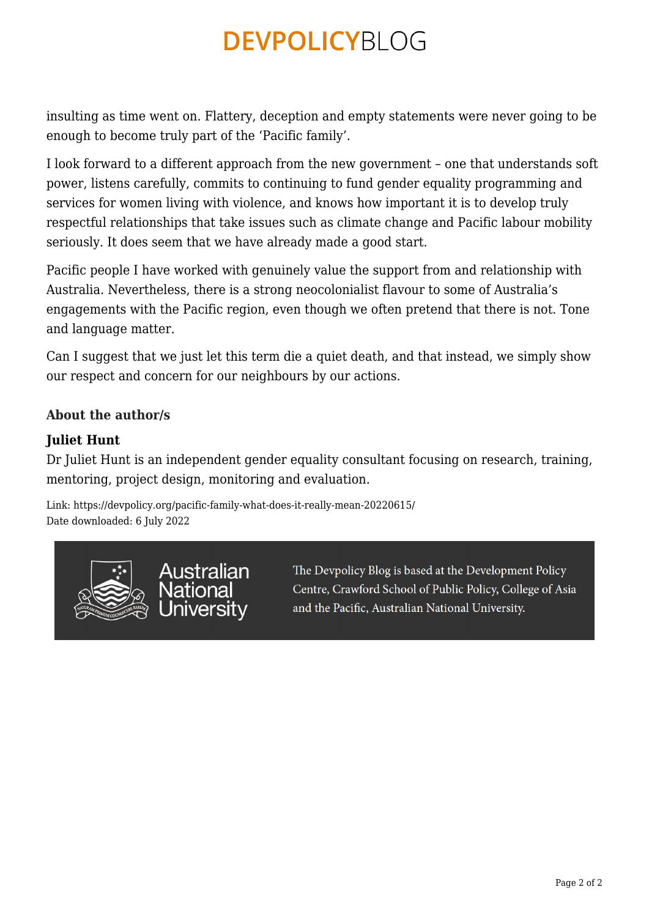insulting as time went on. Flattery, deception and empty statements were never going to be enough to become truly part of the 'Pacific family'.

I look forward to a different approach from the new government – one that understands soft power, listens carefully, commits to continuing to fund gender equality programming and services for women living with violence, and knows how important it is to develop truly respectful relationships that take issues such as climate change and Pacific labour mobility seriously. It does seem that we have already made a good start.

Pacific people I have worked with genuinely value the support from and relationship with Australia. Nevertheless, there is a strong neocolonialist flavour to some of Australia's engagements with the Pacific region, even though we often pretend that there is not. Tone and language matter.

Can I suggest that we just let this term die a quiet death, and that instead, we simply show our respect and concern for our neighbours by our actions.

### About the author/s

**Juliet Hunt**
Dr Juliet Hunt is an independent gender equality consultant focusing on research, training, mentoring, project design, monitoring and evaluation.

Link: https://devpolicy.org/pacific-family-what-does-it-really-mean-20220615/
Date downloaded: 6 July 2022

Australian National University

The Devpolicy Blog is based at the Development Policy Centre, Crawford School of Public Policy, College of Asia and the Pacific, Australian National University.